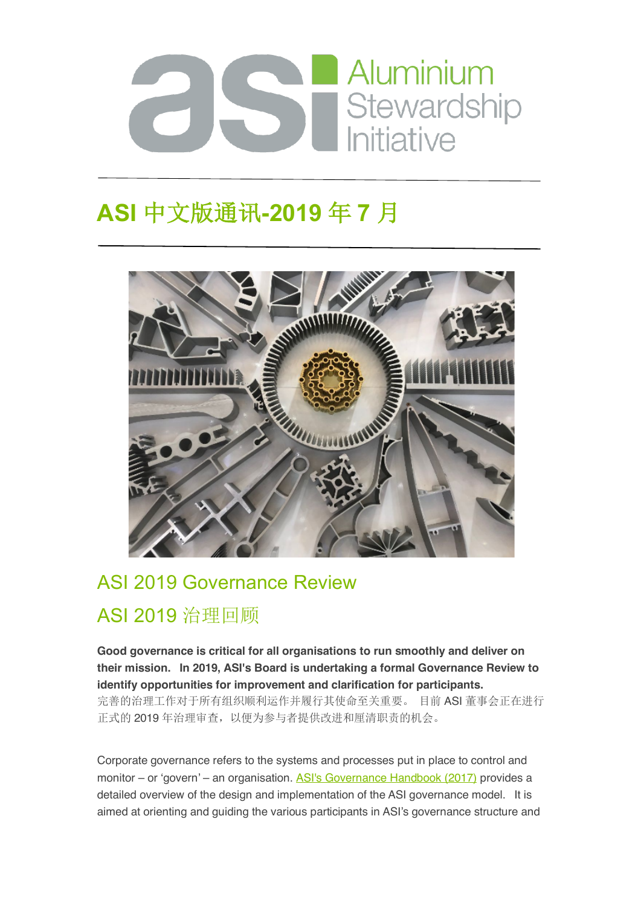# ASI 中文版通讯-2019 年 7 月

## ASI 2019 Governance Review

## ASI 2019 治理回顾

**Good governance is critical for all organisations to run smoothly and deliver on their mission. In 2019, ASI's Board is undertaking a formal Governance Review to identify opportunities for improvement and clarification for participants.**
完善的治理工作对于所有组织顺利运作并履行其使命至关重要。 目前 ASI 董事会正在进行正式的 2019 年治理审查，以便为参与者提供改进和厘清职责的机会。

Corporate governance refers to the systems and processes put in place to control and monitor – or 'govern' – an organisation. ASI's Governance Handbook (2017) provides a detailed overview of the design and implementation of the ASI governance model. It is aimed at orienting and guiding the various participants in ASI's governance structure and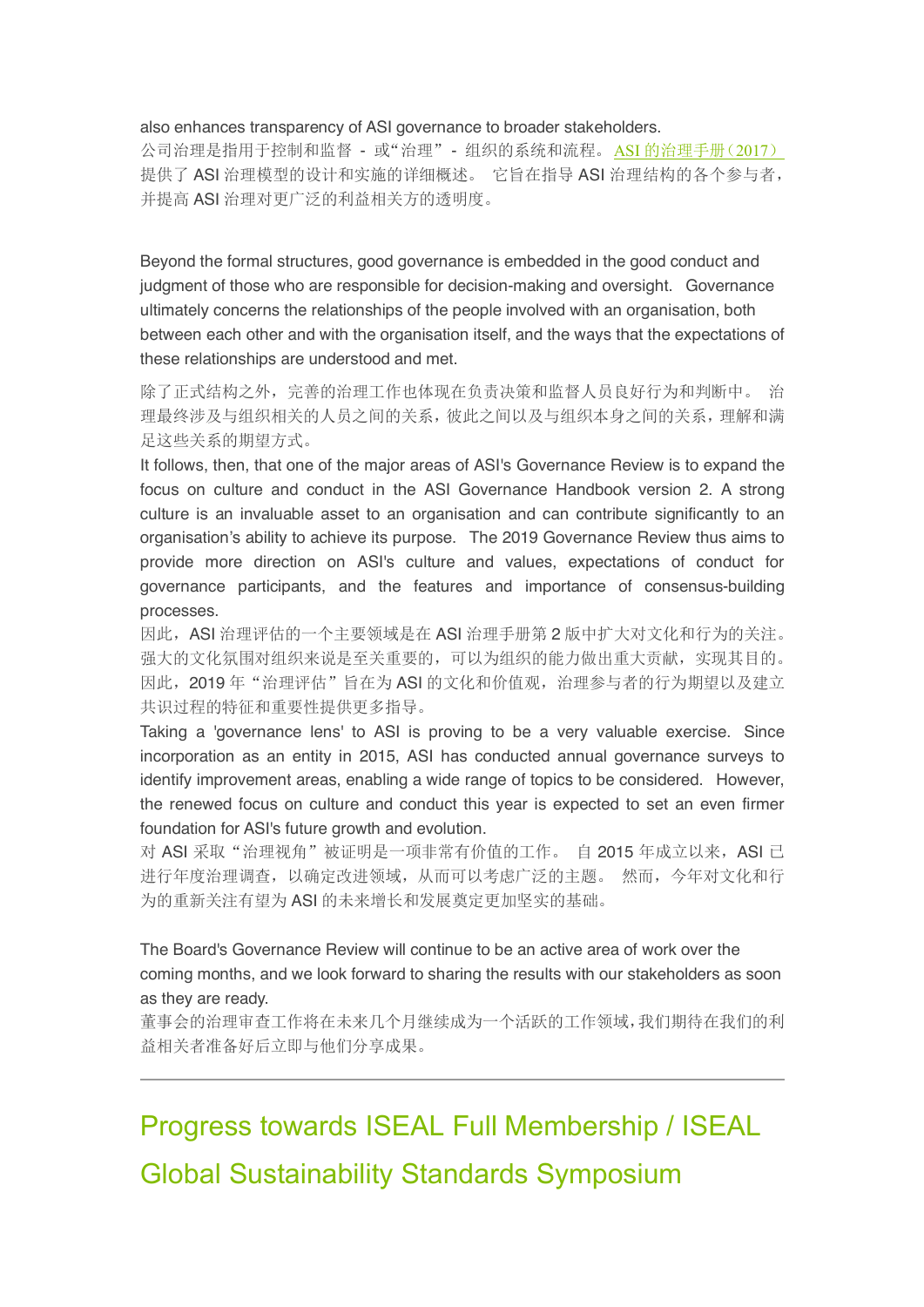also enhances transparency of ASI governance to broader stakeholders.
公司治理是指用于控制和监督 - 或"治理" - 组织的系统和流程。ASI 的治理手册（2017）提供了 ASI 治理模型的设计和实施的详细概述。 它旨在指导 ASI 治理结构的各个参与者，并提高 ASI 治理对更广泛的利益相关方的透明度。

Beyond the formal structures, good governance is embedded in the good conduct and judgment of those who are responsible for decision-making and oversight. Governance ultimately concerns the relationships of the people involved with an organisation, both between each other and with the organisation itself, and the ways that the expectations of these relationships are understood and met.

除了正式结构之外，完善的治理工作也体现在负责决策和监督人员良好行为和判断中。 治理最终涉及与组织相关的人员之间的关系，彼此之间以及与组织本身之间的关系，理解和满足这些关系的期望方式。

It follows, then, that one of the major areas of ASI's Governance Review is to expand the focus on culture and conduct in the ASI Governance Handbook version 2. A strong culture is an invaluable asset to an organisation and can contribute significantly to an organisation's ability to achieve its purpose. The 2019 Governance Review thus aims to provide more direction on ASI's culture and values, expectations of conduct for governance participants, and the features and importance of consensus-building processes.

因此，ASI 治理评估的一个主要领域是在 ASI 治理手册第 2 版中扩大对文化和行为的关注。强大的文化氛围对组织来说是至关重要的，可以为组织的能力做出重大贡献，实现其目的。因此，2019 年"治理评估"旨在为 ASI 的文化和价值观，治理参与者的行为期望以及建立共识过程的特征和重要性提供更多指导。

Taking a 'governance lens' to ASI is proving to be a very valuable exercise. Since incorporation as an entity in 2015, ASI has conducted annual governance surveys to identify improvement areas, enabling a wide range of topics to be considered. However, the renewed focus on culture and conduct this year is expected to set an even firmer foundation for ASI's future growth and evolution.

对 ASI 采取"治理视角"被证明是一项非常有价值的工作。 自 2015 年成立以来，ASI 已进行年度治理调查，以确定改进领域，从而可以考虑广泛的主题。 然而，今年对文化和行为的重新关注有望为 ASI 的未来增长和发展奠定更加坚实的基础。

The Board's Governance Review will continue to be an active area of work over the coming months, and we look forward to sharing the results with our stakeholders as soon as they are ready.

董事会的治理审查工作将在未来几个月继续成为一个活跃的工作领域，我们期待在我们的利益相关者准备好后立即与他们分享成果。

---

## Progress towards ISEAL Full Membership / ISEAL Global Sustainability Standards Symposium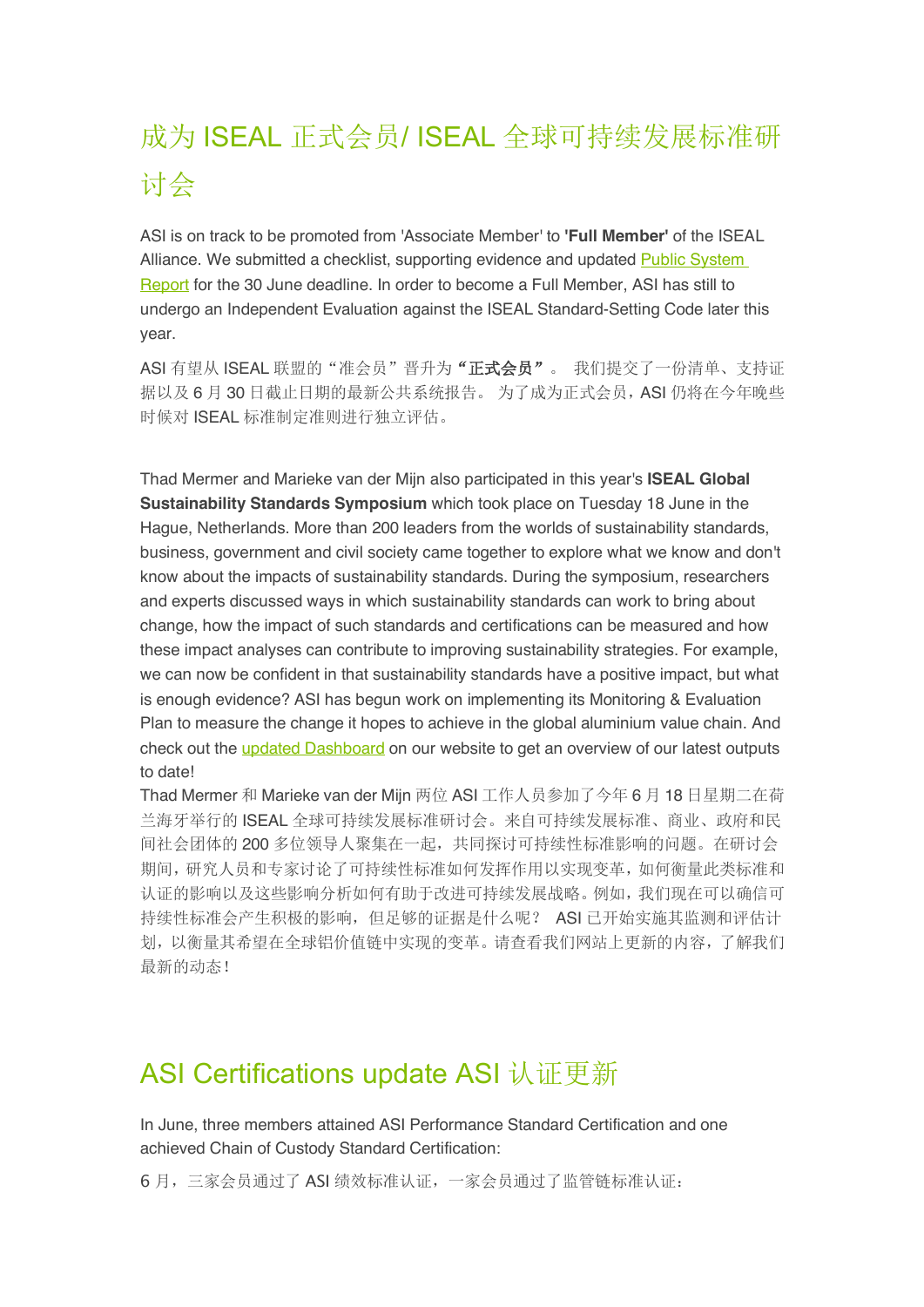# 成为 ISEAL 正式会员/ ISEAL 全球可持续发展标准研讨会

ASI is on track to be promoted from 'Associate Member' to **'Full Member'** of the ISEAL Alliance. We submitted a checklist, supporting evidence and updated Public System Report for the 30 June deadline. In order to become a Full Member, ASI has still to undergo an Independent Evaluation against the ISEAL Standard-Setting Code later this year.

ASI 有望从 ISEAL 联盟的"准会员"晋升为**"正式会员"**。 我们提交了一份清单、支持证据以及 6 月 30 日截止日期的最新公共系统报告。 为了成为正式会员，ASI 仍将在今年晚些时候对 ISEAL 标准制定准则进行独立评估。

Thad Mermer and Marieke van der Mijn also participated in this year's **ISEAL Global Sustainability Standards Symposium** which took place on Tuesday 18 June in the Hague, Netherlands. More than 200 leaders from the worlds of sustainability standards, business, government and civil society came together to explore what we know and don't know about the impacts of sustainability standards. During the symposium, researchers and experts discussed ways in which sustainability standards can work to bring about change, how the impact of such standards and certifications can be measured and how these impact analyses can contribute to improving sustainability strategies. For example, we can now be confident in that sustainability standards have a positive impact, but what is enough evidence? ASI has begun work on implementing its Monitoring & Evaluation Plan to measure the change it hopes to achieve in the global aluminium value chain. And check out the updated Dashboard on our website to get an overview of our latest outputs to date!

Thad Mermer 和 Marieke van der Mijn 两位 ASI 工作人员参加了今年 6 月 18 日星期二在荷兰海牙举行的 ISEAL 全球可持续发展标准研讨会。来自可持续发展标准、商业、政府和民间社会团体的 200 多位领导人聚集在一起，共同探讨可持续性标准影响的问题。在研讨会期间，研究人员和专家讨论了可持续性标准如何发挥作用以实现变革，如何衡量此类标准和认证的影响以及这些影响分析如何有助于改进可持续发展战略。例如，我们现在可以确信可持续性标准会产生积极的影响，但足够的证据是什么呢？ ASI 已开始实施其监测和评估计划，以衡量其希望在全球铝价值链中实现的变革。请查看我们网站上更新的内容，了解我们最新的动态！

# ASI Certifications update ASI 认证更新

In June, three members attained ASI Performance Standard Certification and one achieved Chain of Custody Standard Certification:

6 月，三家会员通过了 ASI 绩效标准认证，一家会员通过了监管链标准认证：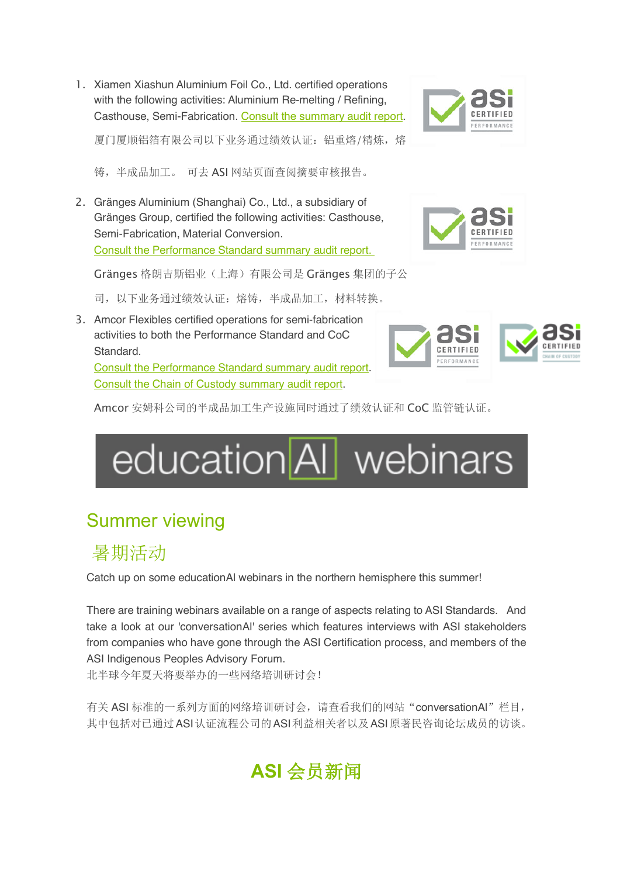1. Xiamen Xiashun Aluminium Foil Co., Ltd. certified operations with the following activities: Aluminium Re-melting / Refining, Casthouse, Semi-Fabrication. Consult the summary audit report.

   厦门厦顺铝箔有限公司以下业务通过绩效认证：铝重熔/精炼，熔铸，半成品加工。 可去 ASI 网站页面查阅摘要审核报告。

2. Gränges Aluminium (Shanghai) Co., Ltd., a subsidiary of Gränges Group, certified the following activities: Casthouse, Semi-Fabrication, Material Conversion.
   Consult the Performance Standard summary audit report.

   Gränges 格朗吉斯铝业（上海）有限公司是 Gränges 集团的子公司，以下业务通过绩效认证：熔铸，半成品加工，材料转换。

3. Amcor Flexibles certified operations for semi-fabrication activities to both the Performance Standard and CoC Standard.
   Consult the Performance Standard summary audit report.
   Consult the Chain of Custody summary audit report.

   Amcor 安姆科公司的半成品加工生产设施同时通过了绩效认证和 CoC 监管链认证。

educationAl webinars

## Summer viewing

## 暑期活动

Catch up on some educationAl webinars in the northern hemisphere this summer!

There are training webinars available on a range of aspects relating to ASI Standards. And take a look at our 'conversationAl' series which features interviews with ASI stakeholders from companies who have gone through the ASI Certification process, and members of the ASI Indigenous Peoples Advisory Forum.
北半球今年夏天将要举办的一些网络培训研讨会！

有关 ASI 标准的一系列方面的网络培训研讨会，请查看我们的网站“conversationAl”栏目，其中包括对已通过ASI认证流程公司的ASI利益相关者以及ASI原著民咨询论坛成员的访谈。

## ASI 会员新闻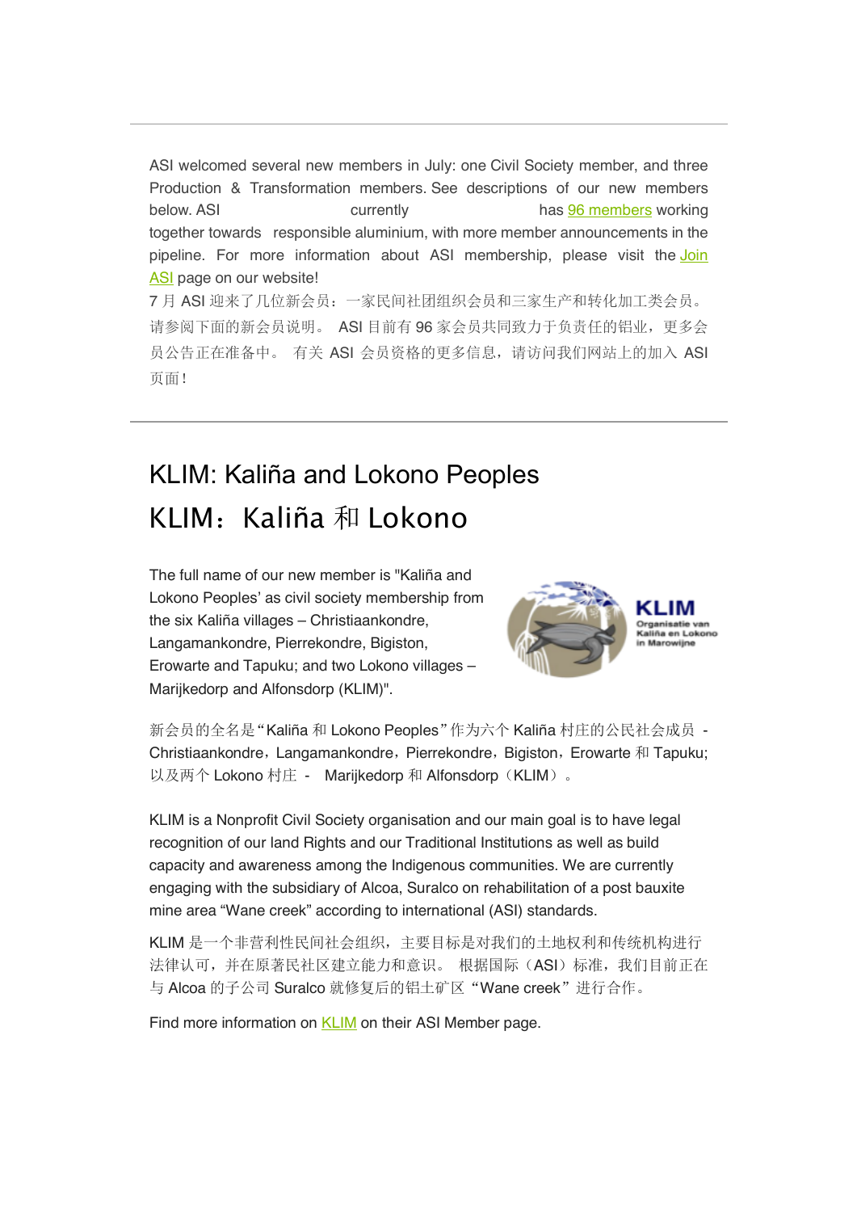ASI welcomed several new members in July: one Civil Society member, and three Production & Transformation members. See descriptions of our new members below. ASI currently has 96 members working together towards responsible aluminium, with more member announcements in the pipeline. For more information about ASI membership, please visit the Join ASI page on our website!

7 月 ASI 迎来了几位新会员：一家民间社团组织会员和三家生产和转化加工类会员。请参阅下面的新会员说明。 ASI 目前有 96 家会员共同致力于负责任的铝业，更多会员公告正在准备中。 有关 ASI 会员资格的更多信息，请访问我们网站上的加入 ASI 页面！

---

## KLIM: Kaliña and Lokono Peoples

## KLIM：Kaliña 和 Lokono

The full name of our new member is "Kaliña and Lokono Peoples' as civil society membership from the six Kaliña villages – Christiaankondre, Langamankondre, Pierrekondre, Bigiston, Erowarte and Tapuku; and two Lokono villages – Marijkedorp and Alfonsdorp (KLIM)".

新会员的全名是"Kaliña 和 Lokono Peoples"作为六个 Kaliña 村庄的公民社会成员 - Christiaankondre，Langamankondre，Pierrekondre，Bigiston，Erowarte 和 Tapuku; 以及两个 Lokono 村庄 - Marijkedorp 和 Alfonsdorp（KLIM）。

KLIM is a Nonprofit Civil Society organisation and our main goal is to have legal recognition of our land Rights and our Traditional Institutions as well as build capacity and awareness among the Indigenous communities. We are currently engaging with the subsidiary of Alcoa, Suralco on rehabilitation of a post bauxite mine area "Wane creek" according to international (ASI) standards.

KLIM 是一个非营利性民间社会组织，主要目标是对我们的土地权利和传统机构进行法律认可，并在原著民社区建立能力和意识。 根据国际（ASI）标准，我们目前正在与 Alcoa 的子公司 Suralco 就修复后的铝土矿区"Wane creek"进行合作。

Find more information on KLIM on their ASI Member page.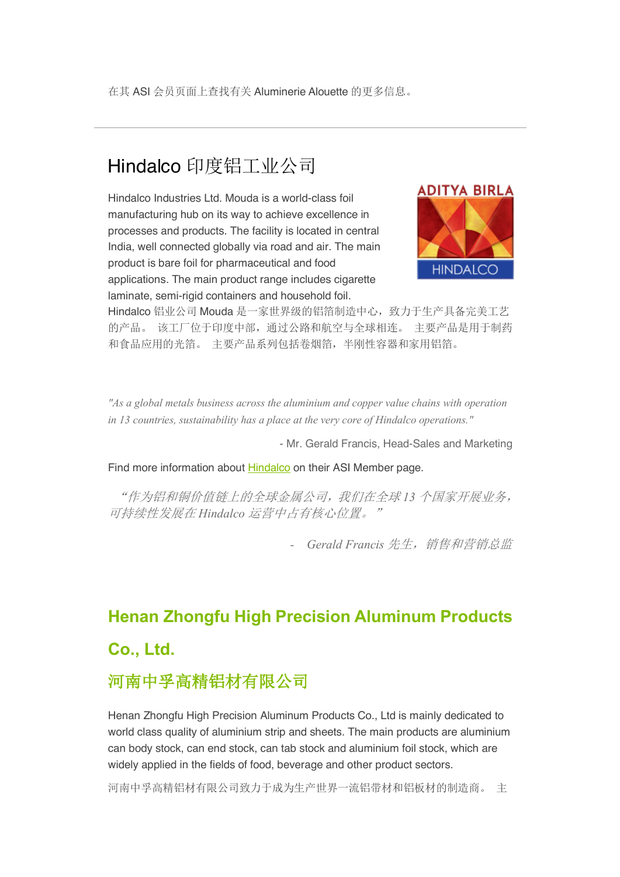在其 ASI 会员页面上查找有关 Aluminerie Alouette 的更多信息。

---

# Hindalco 印度铝工业公司

Hindalco Industries Ltd. Mouda is a world-class foil manufacturing hub on its way to achieve excellence in processes and products. The facility is located in central India, well connected globally via road and air. The main product is bare foil for pharmaceutical and food applications. The main product range includes cigarette laminate, semi-rigid containers and household foil.
Hindalco 铝业公司 Mouda 是一家世界级的铝箔制造中心，致力于生产具备完美工艺的产品。 该工厂位于印度中部，通过公路和航空与全球相连。 主要产品是用于制药和食品应用的光箔。 主要产品系列包括卷烟箔，半刚性容器和家用铝箔。

*"As a global metals business across the aluminium and copper value chains with operation in 13 countries, sustainability has a place at the very core of Hindalco operations."*

- Mr. Gerald Francis, Head-Sales and Marketing

Find more information about Hindalco on their ASI Member page.

*"作为铝和铜价值链上的全球金属公司，我们在全球 13 个国家开展业务，可持续性发展在 Hindalco 运营中占有核心位置。"*

*- Gerald Francis 先生，销售和营销总监*

## **Henan Zhongfu High Precision Aluminum Products Co., Ltd.**

## **河南中孚高精铝材有限公司**

Henan Zhongfu High Precision Aluminum Products Co., Ltd is mainly dedicated to world class quality of aluminium strip and sheets. The main products are aluminium can body stock, can end stock, can tab stock and aluminium foil stock, which are widely applied in the fields of food, beverage and other product sectors.

河南中孚高精铝材有限公司致力于成为生产世界一流铝带材和铝板材的制造商。 主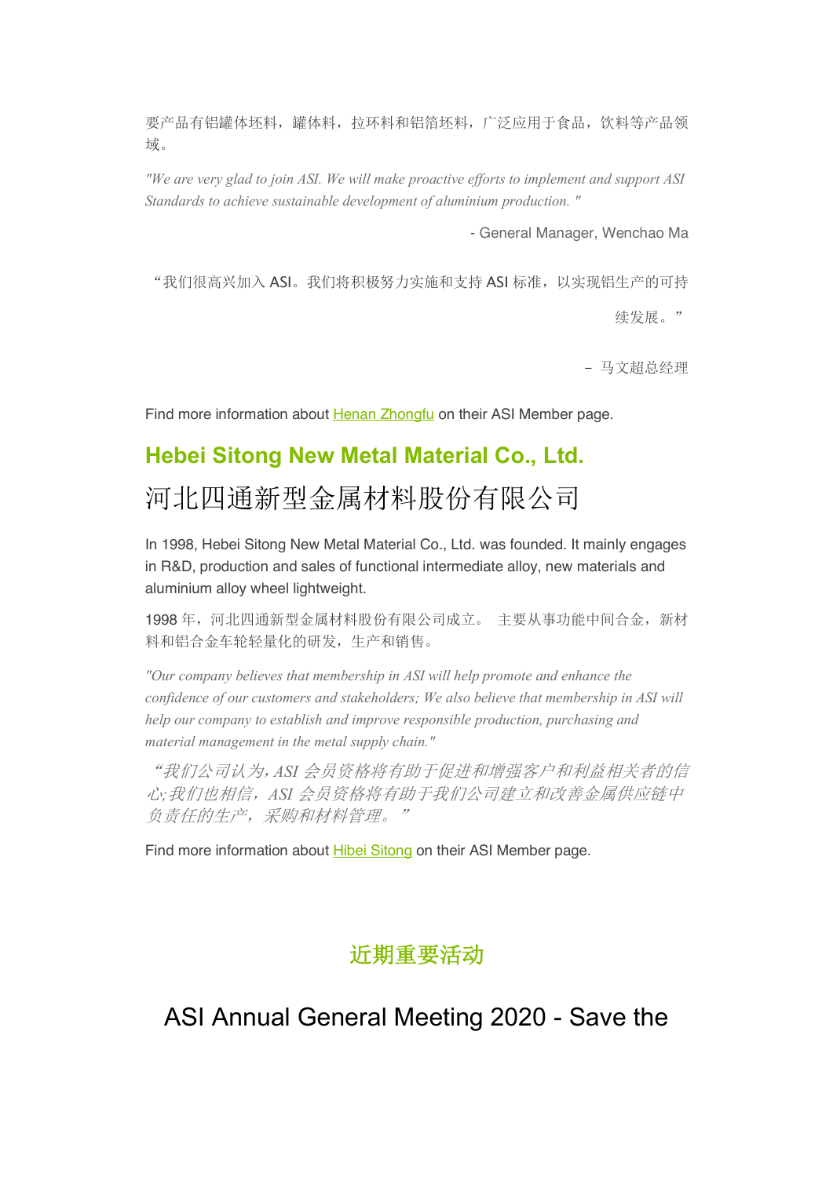要产品有铝罐体坯料，罐体料，拉环料和铝箔坯料，广泛应用于食品，饮料等产品领域。

*"We are very glad to join ASI. We will make proactive efforts to implement and support ASI Standards to achieve sustainable development of aluminium production."*

- General Manager, Wenchao Ma

“我们很高兴加入 ASI。我们将积极努力实施和支持 ASI 标准，以实现铝生产的可持续发展。”

－ 马文超总经理

Find more information about Henan Zhongfu on their ASI Member page.

## Hebei Sitong New Metal Material Co., Ltd.

# 河北四通新型金属材料股份有限公司

In 1998, Hebei Sitong New Metal Material Co., Ltd. was founded. It mainly engages in R&D, production and sales of functional intermediate alloy, new materials and aluminium alloy wheel lightweight.

1998 年，河北四通新型金属材料股份有限公司成立。 主要从事功能中间合金，新材料和铝合金车轮轻量化的研发，生产和销售。

*"Our company believes that membership in ASI will help promote and enhance the confidence of our customers and stakeholders; We also believe that membership in ASI will help our company to establish and improve responsible production, purchasing and material management in the metal supply chain."*

*“我们公司认为，ASI 会员资格将有助于促进和增强客户和利益相关者的信心;我们也相信，ASI 会员资格将有助于我们公司建立和改善金属供应链中负责任的生产，采购和材料管理。”*

Find more information about Hibei Sitong on their ASI Member page.

## 近期重要活动

## ASI Annual General Meeting 2020 - Save the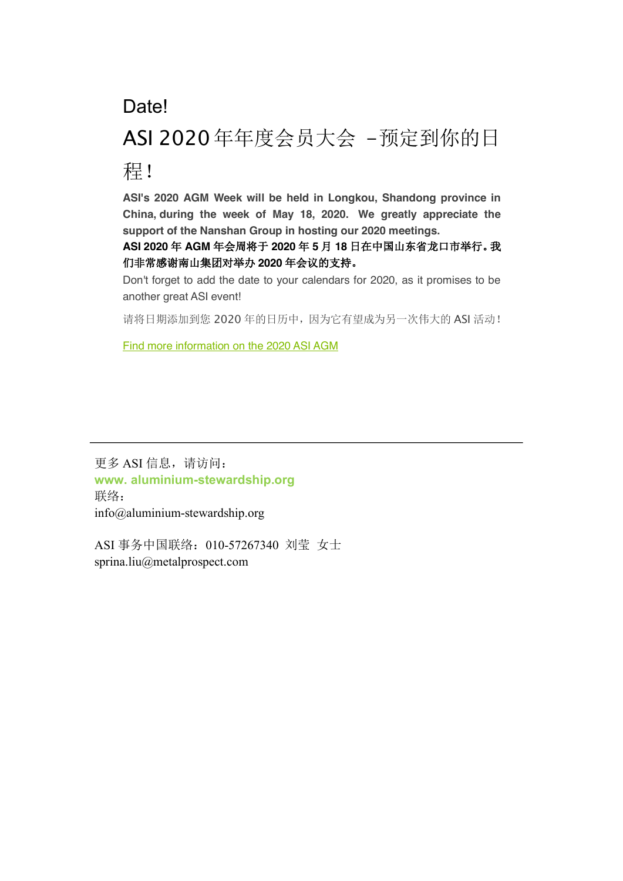Date!

## ASI 2020 年年度会员大会 –预定到你的日程！

**ASI's 2020 AGM Week will be held in Longkou, Shandong province in China, during the week of May 18, 2020. We greatly appreciate the support of the Nanshan Group in hosting our 2020 meetings.**
**ASI 2020 年 AGM 年会周将于 2020 年 5 月 18 日在中国山东省龙口市举行。我们非常感谢南山集团对举办 2020 年会议的支持。**

Don't forget to add the date to your calendars for 2020, as it promises to be another great ASI event!

请将日期添加到您 2020 年的日历中，因为它有望成为另一次伟大的 ASI 活动！

Find more information on the 2020 ASI AGM

---

更多 ASI 信息，请访问：
**www. aluminium-stewardship.org**
联络：
info@aluminium-stewardship.org

ASI 事务中国联络：010-57267340 刘莹 女士
sprina.liu@metalprospect.com